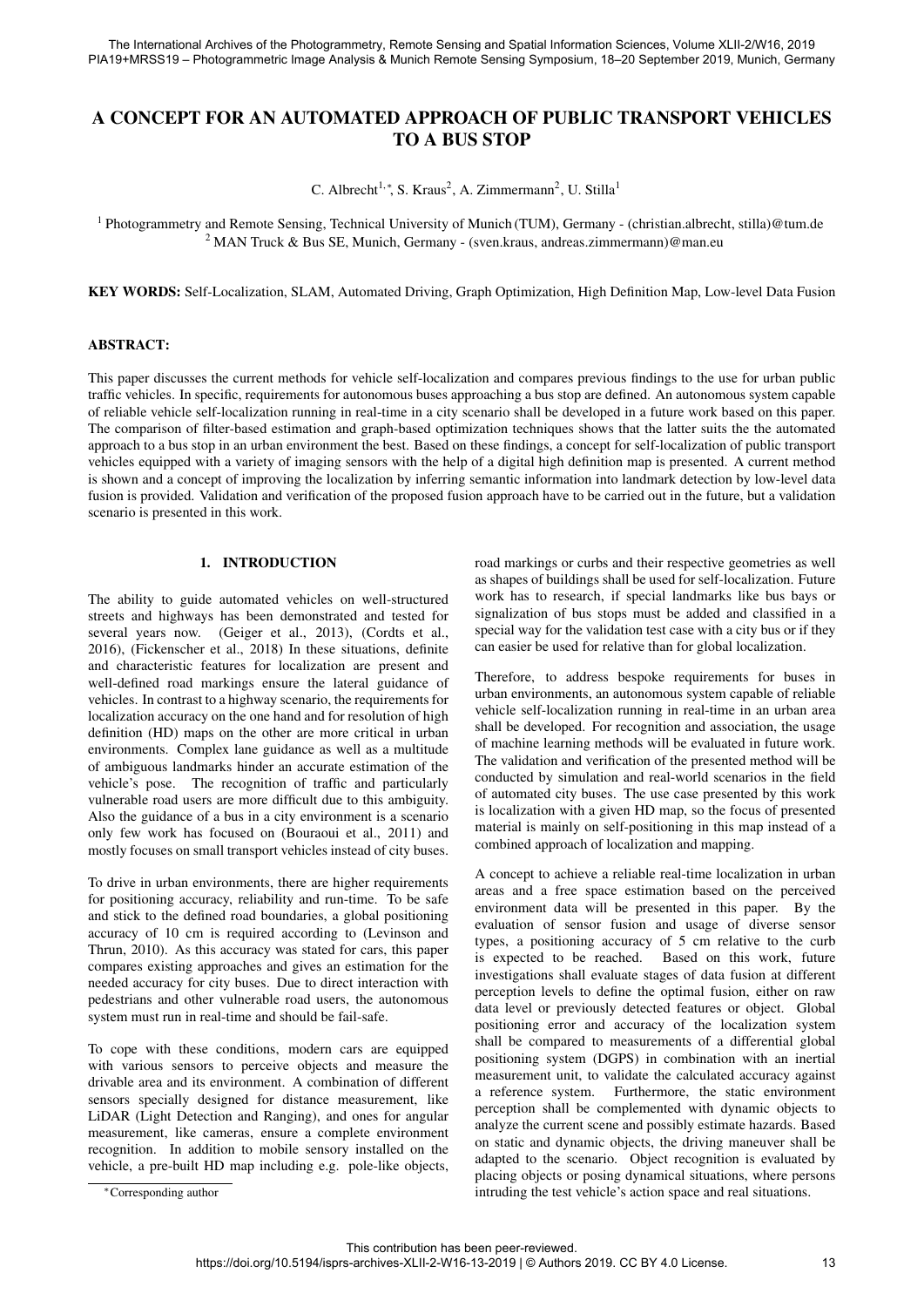# A CONCEPT FOR AN AUTOMATED APPROACH OF PUBLIC TRANSPORT VEHICLES TO A BUS STOP

C. Albrecht[1,*], S. Kraus[2], A. Zimmermann[2], U. Stilla[1]

[1] Photogrammetry and Remote Sensing, Technical University of Munich (TUM), Germany - (christian.albrecht, stilla)@tum.de
[2] MAN Truck & Bus SE, Munich, Germany - (sven.kraus, andreas.zimmermann)@man.eu

**KEY WORDS:** Self-Localization, SLAM, Automated Driving, Graph Optimization, High Definition Map, Low-level Data Fusion

## ABSTRACT:

This paper discusses the current methods for vehicle self-localization and compares previous findings to the use for urban public traffic vehicles. In specific, requirements for autonomous buses approaching a bus stop are defined. An autonomous system capable of reliable vehicle self-localization running in real-time in a city scenario shall be developed in a future work based on this paper. The comparison of filter-based estimation and graph-based optimization techniques shows that the latter suits the the automated approach to a bus stop in an urban environment the best. Based on these findings, a concept for self-localization of public transport vehicles equipped with a variety of imaging sensors with the help of a digital high definition map is presented. A current method is shown and a concept of improving the localization by inferring semantic information into landmark detection by low-level data fusion is provided. Validation and verification of the proposed fusion approach have to be carried out in the future, but a validation scenario is presented in this work.

## 1. INTRODUCTION

The ability to guide automated vehicles on well-structured streets and highways has been demonstrated and tested for several years now. (Geiger et al., 2013), (Cordts et al., 2016), (Fickenscher et al., 2018) In these situations, definite and characteristic features for localization are present and well-defined road markings ensure the lateral guidance of vehicles. In contrast to a highway scenario, the requirements for localization accuracy on the one hand and for resolution of high definition (HD) maps on the other are more critical in urban environments. Complex lane guidance as well as a multitude of ambiguous landmarks hinder an accurate estimation of the vehicle's pose. The recognition of traffic and particularly vulnerable road users are more difficult due to this ambiguity. Also the guidance of a bus in a city environment is a scenario only few work has focused on (Bouraoui et al., 2011) and mostly focuses on small transport vehicles instead of city buses.

To drive in urban environments, there are higher requirements for positioning accuracy, reliability and run-time. To be safe and stick to the defined road boundaries, a global positioning accuracy of 10 cm is required according to (Levinson and Thrun, 2010). As this accuracy was stated for cars, this paper compares existing approaches and gives an estimation for the needed accuracy for city buses. Due to direct interaction with pedestrians and other vulnerable road users, the autonomous system must run in real-time and should be fail-safe.

To cope with these conditions, modern cars are equipped with various sensors to perceive objects and measure the drivable area and its environment. A combination of different sensors specially designed for distance measurement, like LiDAR (Light Detection and Ranging), and ones for angular measurement, like cameras, ensure a complete environment recognition. In addition to mobile sensory installed on the vehicle, a pre-built HD map including e.g. pole-like objects, road markings or curbs and their respective geometries as well as shapes of buildings shall be used for self-localization. Future work has to research, if special landmarks like bus bays or signalization of bus stops must be added and classified in a special way for the validation test case with a city bus or if they can easier be used for relative than for global localization.

Therefore, to address bespoke requirements for buses in urban environments, an autonomous system capable of reliable vehicle self-localization running in real-time in an urban area shall be developed. For recognition and association, the usage of machine learning methods will be evaluated in future work. The validation and verification of the presented method will be conducted by simulation and real-world scenarios in the field of automated city buses. The use case presented by this work is localization with a given HD map, so the focus of presented material is mainly on self-positioning in this map instead of a combined approach of localization and mapping.

A concept to achieve a reliable real-time localization in urban areas and a free space estimation based on the perceived environment data will be presented in this paper. By the evaluation of sensor fusion and usage of diverse sensor types, a positioning accuracy of 5 cm relative to the curb is expected to be reached. Based on this work, future investigations shall evaluate stages of data fusion at different perception levels to define the optimal fusion, either on raw data level or previously detected features or object. Global positioning error and accuracy of the localization system shall be compared to measurements of a differential global positioning system (DGPS) in combination with an inertial measurement unit, to validate the calculated accuracy against a reference system. Furthermore, the static environment perception shall be complemented with dynamic objects to analyze the current scene and possibly estimate hazards. Based on static and dynamic objects, the driving maneuver shall be adapted to the scenario. Object recognition is evaluated by placing objects or posing dynamical situations, where persons intruding the test vehicle's action space and real situations.

*Corresponding author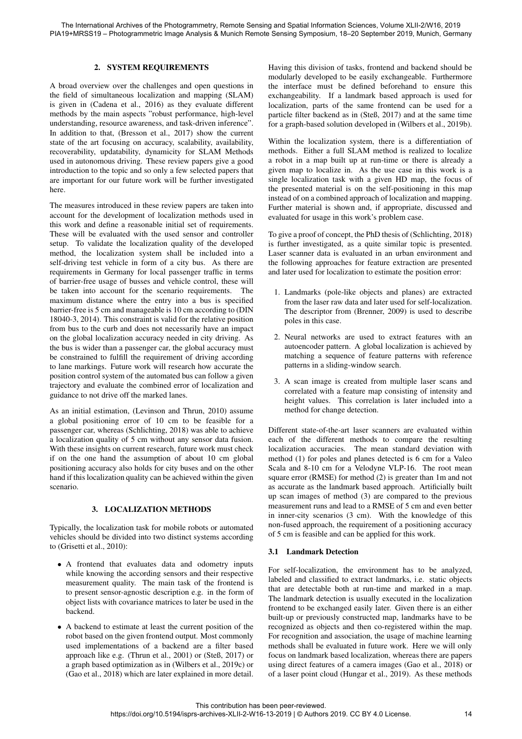## 2. SYSTEM REQUIREMENTS

A broad overview over the challenges and open questions in the field of simultaneous localization and mapping (SLAM) is given in (Cadena et al., 2016) as they evaluate different methods by the main aspects "robust performance, high-level understanding, resource awareness, and task-driven inference". In addition to that, (Bresson et al., 2017) show the current state of the art focusing on accuracy, scalability, availability, recoverability, updatability, dynamicity for SLAM Methods used in autonomous driving. These review papers give a good introduction to the topic and so only a few selected papers that are important for our future work will be further investigated here.

The measures introduced in these review papers are taken into account for the development of localization methods used in this work and define a reasonable initial set of requirements. These will be evaluated with the used sensor and controller setup. To validate the localization quality of the developed method, the localization system shall be included into a self-driving test vehicle in form of a city bus. As there are requirements in Germany for local passenger traffic in terms of barrier-free usage of busses and vehicle control, these will be taken into account for the scenario requirements. The maximum distance where the entry into a bus is specified barrier-free is 5 cm and manageable is 10 cm according to (DIN 18040-3, 2014). This constraint is valid for the relative position from bus to the curb and does not necessarily have an impact on the global localization accuracy needed in city driving. As the bus is wider than a passenger car, the global accuracy must be constrained to fulfill the requirement of driving according to lane markings. Future work will research how accurate the position control system of the automated bus can follow a given trajectory and evaluate the combined error of localization and guidance to not drive off the marked lanes.

As an initial estimation, (Levinson and Thrun, 2010) assume a global positioning error of 10 cm to be feasible for a passenger car, whereas (Schlichting, 2018) was able to achieve a localization quality of 5 cm without any sensor data fusion. With these insights on current research, future work must check if on the one hand the assumption of about 10 cm global positioning accuracy also holds for city buses and on the other hand if this localization quality can be achieved within the given scenario.

## 3. LOCALIZATION METHODS

Typically, the localization task for mobile robots or automated vehicles should be divided into two distinct systems according to (Grisetti et al., 2010):

- A frontend that evaluates data and odometry inputs while knowing the according sensors and their respective measurement quality. The main task of the frontend is to present sensor-agnostic description e.g. in the form of object lists with covariance matrices to later be used in the backend.
- A backend to estimate at least the current position of the robot based on the given frontend output. Most commonly used implementations of a backend are a filter based approach like e.g. (Thrun et al., 2001) or (Steß, 2017) or a graph based optimization as in (Wilbers et al., 2019c) or (Gao et al., 2018) which are later explained in more detail.

Having this division of tasks, frontend and backend should be modularly developed to be easily exchangeable. Furthermore the interface must be defined beforehand to ensure this exchangeability. If a landmark based approach is used for localization, parts of the same frontend can be used for a particle filter backend as in (Steß, 2017) and at the same time for a graph-based solution developed in (Wilbers et al., 2019b).

Within the localization system, there is a differentiation of methods. Either a full SLAM method is realized to localize a robot in a map built up at run-time or there is already a given map to localize in. As the use case in this work is a single localization task with a given HD map, the focus of the presented material is on the self-positioning in this map instead of on a combined approach of localization and mapping. Further material is shown and, if appropriate, discussed and evaluated for usage in this work's problem case.

To give a proof of concept, the PhD thesis of (Schlichting, 2018) is further investigated, as a quite similar topic is presented. Laser scanner data is evaluated in an urban environment and the following approaches for feature extraction are presented and later used for localization to estimate the position error:

1. Landmarks (pole-like objects and planes) are extracted from the laser raw data and later used for self-localization. The descriptor from (Brenner, 2009) is used to describe poles in this case.
2. Neural networks are used to extract features with an autoencoder pattern. A global localization is achieved by matching a sequence of feature patterns with reference patterns in a sliding-window search.
3. A scan image is created from multiple laser scans and correlated with a feature map consisting of intensity and height values. This correlation is later included into a method for change detection.

Different state-of-the-art laser scanners are evaluated within each of the different methods to compare the resulting localization accuracies. The mean standard deviation with method (1) for poles and planes detected is 6 cm for a Valeo Scala and 8-10 cm for a Velodyne VLP-16. The root mean square error (RMSE) for method (2) is greater than 1m and not as accurate as the landmark based approach. Artificially built up scan images of method (3) are compared to the previous measurement runs and lead to a RMSE of 5 cm and even better in inner-city scenarios (3 cm). With the knowledge of this non-fused approach, the requirement of a positioning accuracy of 5 cm is feasible and can be applied for this work.

### 3.1 Landmark Detection

For self-localization, the environment has to be analyzed, labeled and classified to extract landmarks, i.e. static objects that are detectable both at run-time and marked in a map. The landmark detection is usually executed in the localization frontend to be exchanged easily later. Given there is an either built-up or previously constructed map, landmarks have to be recognized as objects and then co-registered within the map. For recognition and association, the usage of machine learning methods shall be evaluated in future work. Here we will only focus on landmark based localization, whereas there are papers using direct features of a camera images (Gao et al., 2018) or of a laser point cloud (Hungar et al., 2019). As these methods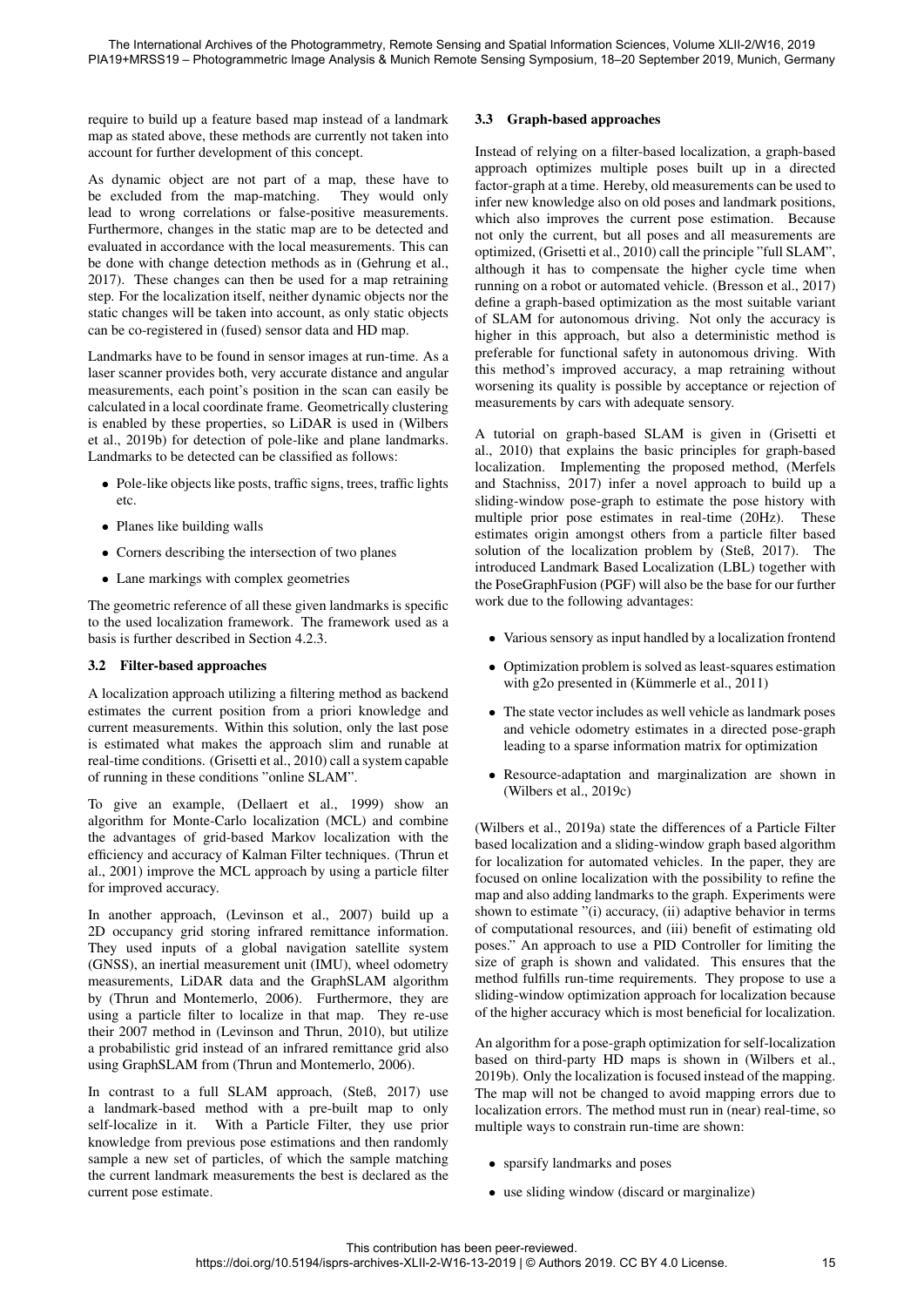require to build up a feature based map instead of a landmark map as stated above, these methods are currently not taken into account for further development of this concept.

As dynamic object are not part of a map, these have to be excluded from the map-matching. They would only lead to wrong correlations or false-positive measurements. Furthermore, changes in the static map are to be detected and evaluated in accordance with the local measurements. This can be done with change detection methods as in (Gehrung et al., 2017). These changes can then be used for a map retraining step. For the localization itself, neither dynamic objects nor the static changes will be taken into account, as only static objects can be co-registered in (fused) sensor data and HD map.

Landmarks have to be found in sensor images at run-time. As a laser scanner provides both, very accurate distance and angular measurements, each point's position in the scan can easily be calculated in a local coordinate frame. Geometrically clustering is enabled by these properties, so LiDAR is used in (Wilbers et al., 2019b) for detection of pole-like and plane landmarks. Landmarks to be detected can be classified as follows:

- Pole-like objects like posts, traffic signs, trees, traffic lights etc.
- Planes like building walls
- Corners describing the intersection of two planes
- Lane markings with complex geometries

The geometric reference of all these given landmarks is specific to the used localization framework. The framework used as a basis is further described in Section 4.2.3.

### 3.2 Filter-based approaches

A localization approach utilizing a filtering method as backend estimates the current position from a priori knowledge and current measurements. Within this solution, only the last pose is estimated what makes the approach slim and runable at real-time conditions. (Grisetti et al., 2010) call a system capable of running in these conditions "online SLAM".

To give an example, (Dellaert et al., 1999) show an algorithm for Monte-Carlo localization (MCL) and combine the advantages of grid-based Markov localization with the efficiency and accuracy of Kalman Filter techniques. (Thrun et al., 2001) improve the MCL approach by using a particle filter for improved accuracy.

In another approach, (Levinson et al., 2007) build up a 2D occupancy grid storing infrared remittance information. They used inputs of a global navigation satellite system (GNSS), an inertial measurement unit (IMU), wheel odometry measurements, LiDAR data and the GraphSLAM algorithm by (Thrun and Montemerlo, 2006). Furthermore, they are using a particle filter to localize in that map. They re-use their 2007 method in (Levinson and Thrun, 2010), but utilize a probabilistic grid instead of an infrared remittance grid also using GraphSLAM from (Thrun and Montemerlo, 2006).

In contrast to a full SLAM approach, (Steß, 2017) use a landmark-based method with a pre-built map to only self-localize in it. With a Particle Filter, they use prior knowledge from previous pose estimations and then randomly sample a new set of particles, of which the sample matching the current landmark measurements the best is declared as the current pose estimate.

### 3.3 Graph-based approaches

Instead of relying on a filter-based localization, a graph-based approach optimizes multiple poses built up in a directed factor-graph at a time. Hereby, old measurements can be used to infer new knowledge also on old poses and landmark positions, which also improves the current pose estimation. Because not only the current, but all poses and all measurements are optimized, (Grisetti et al., 2010) call the principle "full SLAM", although it has to compensate the higher cycle time when running on a robot or automated vehicle. (Bresson et al., 2017) define a graph-based optimization as the most suitable variant of SLAM for autonomous driving. Not only the accuracy is higher in this approach, but also a deterministic method is preferable for functional safety in autonomous driving. With this method's improved accuracy, a map retraining without worsening its quality is possible by acceptance or rejection of measurements by cars with adequate sensory.

A tutorial on graph-based SLAM is given in (Grisetti et al., 2010) that explains the basic principles for graph-based localization. Implementing the proposed method, (Merfels and Stachniss, 2017) infer a novel approach to build up a sliding-window pose-graph to estimate the pose history with multiple prior pose estimates in real-time (20Hz). These estimates origin amongst others from a particle filter based solution of the localization problem by (Steß, 2017). The introduced Landmark Based Localization (LBL) together with the PoseGraphFusion (PGF) will also be the base for our further work due to the following advantages:

- Various sensory as input handled by a localization frontend
- Optimization problem is solved as least-squares estimation with g2o presented in (Kümmerle et al., 2011)
- The state vector includes as well vehicle as landmark poses and vehicle odometry estimates in a directed pose-graph leading to a sparse information matrix for optimization
- Resource-adaptation and marginalization are shown in (Wilbers et al., 2019c)

(Wilbers et al., 2019a) state the differences of a Particle Filter based localization and a sliding-window graph based algorithm for localization for automated vehicles. In the paper, they are focused on online localization with the possibility to refine the map and also adding landmarks to the graph. Experiments were shown to estimate "(i) accuracy, (ii) adaptive behavior in terms of computational resources, and (iii) benefit of estimating old poses." An approach to use a PID Controller for limiting the size of graph is shown and validated. This ensures that the method fulfills run-time requirements. They propose to use a sliding-window optimization approach for localization because of the higher accuracy which is most beneficial for localization.

An algorithm for a pose-graph optimization for self-localization based on third-party HD maps is shown in (Wilbers et al., 2019b). Only the localization is focused instead of the mapping. The map will not be changed to avoid mapping errors due to localization errors. The method must run in (near) real-time, so multiple ways to constrain run-time are shown:

- sparsify landmarks and poses
- use sliding window (discard or marginalize)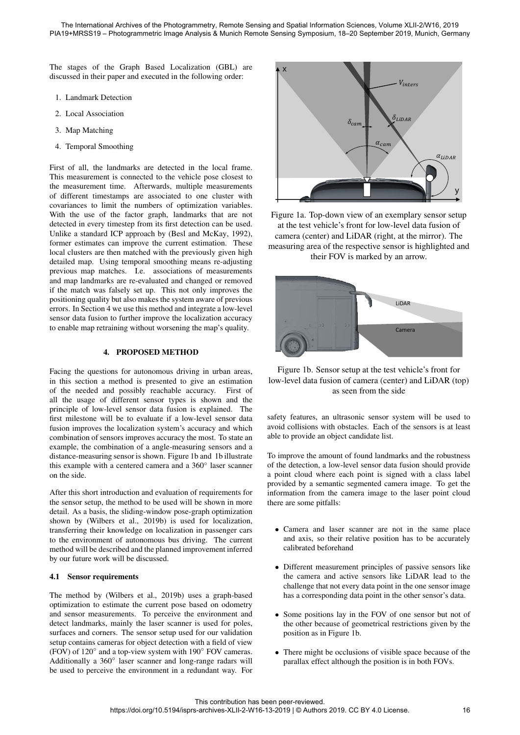The stages of the Graph Based Localization (GBL) are discussed in their paper and executed in the following order:

1. Landmark Detection
2. Local Association
3. Map Matching
4. Temporal Smoothing

First of all, the landmarks are detected in the local frame. This measurement is connected to the vehicle pose closest to the measurement time. Afterwards, multiple measurements of different timestamps are associated to one cluster with covariances to limit the numbers of optimization variables. With the use of the factor graph, landmarks that are not detected in every timestep from its first detection can be used. Unlike a standard ICP approach by (Besl and McKay, 1992), former estimates can improve the current estimation. These local clusters are then matched with the previously given high detailed map. Using temporal smoothing means re-adjusting previous map matches. I.e. associations of measurements and map landmarks are re-evaluated and changed or removed if the match was falsely set up. This not only improves the positioning quality but also makes the system aware of previous errors. In Section 4 we use this method and integrate a low-level sensor data fusion to further improve the localization accuracy to enable map retraining without worsening the map's quality.

## 4. PROPOSED METHOD

Facing the questions for autonomous driving in urban areas, in this section a method is presented to give an estimation of the needed and possibly reachable accuracy. First of all the usage of different sensor types is shown and the principle of low-level sensor data fusion is explained. The first milestone will be to evaluate if a low-level sensor data fusion improves the localization system's accuracy and which combination of sensors improves accuracy the most. To state an example, the combination of a angle-measuring sensors and a distance-measuring sensor is shown. Figure 1b and 1b illustrate this example with a centered camera and a 360° laser scanner on the side.

After this short introduction and evaluation of requirements for the sensor setup, the method to be used will be shown in more detail. As a basis, the sliding-window pose-graph optimization shown by (Wilbers et al., 2019b) is used for localization, transferring their knowledge on localization in passenger cars to the environment of autonomous bus driving. The current method will be described and the planned improvement inferred by our future work will be discussed.

### 4.1 Sensor requirements

The method by (Wilbers et al., 2019b) uses a graph-based optimization to estimate the current pose based on odometry and sensor measurements. To perceive the environment and detect landmarks, mainly the laser scanner is used for poles, surfaces and corners. The sensor setup used for our validation setup contains cameras for object detection with a field of view (FOV) of 120° and a top-view system with 190° FOV cameras. Additionally a 360° laser scanner and long-range radars will be used to perceive the environment in a redundant way. For safety features, an ultrasonic sensor system will be used to avoid collisions with obstacles. Each of the sensors is at least able to provide an object candidate list.

Figure 1a. Top-down view of an exemplary sensor setup at the test vehicle's front for low-level data fusion of camera (center) and LiDAR (right, at the mirror). The measuring area of the respective sensor is highlighted and their FOV is marked by an arrow.

Figure 1b. Sensor setup at the test vehicle's front for low-level data fusion of camera (center) and LiDAR (top) as seen from the side

To improve the amount of found landmarks and the robustness of the detection, a low-level sensor data fusion should provide a point cloud where each point is signed with a class label provided by a semantic segmented camera image. To get the information from the camera image to the laser point cloud there are some pitfalls:

- Camera and laser scanner are not in the same place and axis, so their relative position has to be accurately calibrated beforehand
- Different measurement principles of passive sensors like the camera and active sensors like LiDAR lead to the challenge that not every data point in the one sensor image has a corresponding data point in the other sensor's data.
- Some positions lay in the FOV of one sensor but not of the other because of geometrical restrictions given by the position as in Figure 1b.
- There might be occlusions of visible space because of the parallax effect although the position is in both FOVs.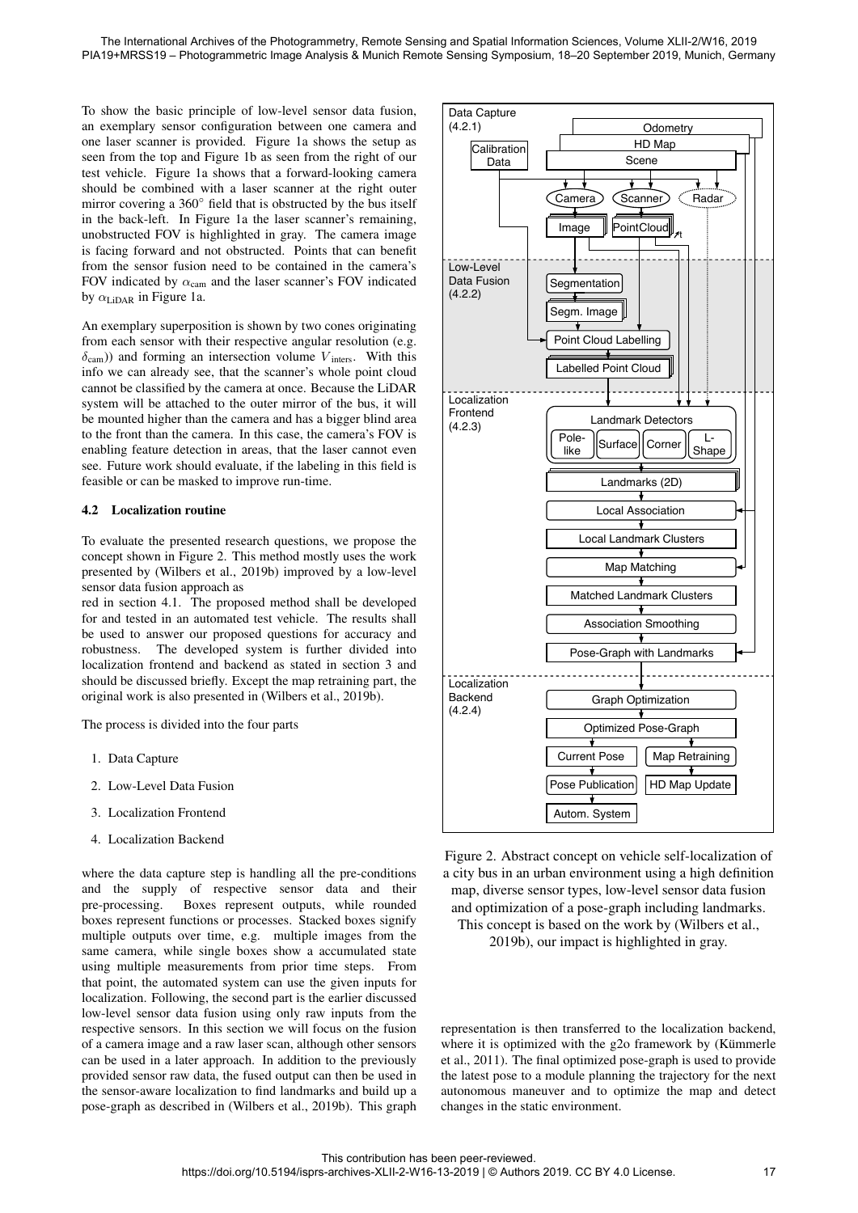To show the basic principle of low-level sensor data fusion, an exemplary sensor configuration between one camera and one laser scanner is provided. Figure 1a shows the setup as seen from the top and Figure 1b as seen from the right of our test vehicle. Figure 1a shows that a forward-looking camera should be combined with a laser scanner at the right outer mirror covering a 360° field that is obstructed by the bus itself in the back-left. In Figure 1a the laser scanner's remaining, unobstructed FOV is highlighted in gray. The camera image is facing forward and not obstructed. Points that can benefit from the sensor fusion need to be contained in the camera's FOV indicated by $\alpha_{\text{cam}}$ and the laser scanner's FOV indicated by $\alpha_{\text{LiDAR}}$ in Figure 1a.

An exemplary superposition is shown by two cones originating from each sensor with their respective angular resolution (e.g. $\delta_{\text{cam}}$)) and forming an intersection volume $V_{\text{inters}}$. With this info we can already see, that the scanner's whole point cloud cannot be classified by the camera at once. Because the LiDAR system will be attached to the outer mirror of the bus, it will be mounted higher than the camera and has a bigger blind area to the front than the camera. In this case, the camera's FOV is enabling feature detection in areas, that the laser cannot even see. Future work should evaluate, if the labeling in this field is feasible or can be masked to improve run-time.

### 4.2 Localization routine

To evaluate the presented research questions, we propose the concept shown in Figure 2. This method mostly uses the work presented by (Wilbers et al., 2019b) improved by a low-level sensor data fusion approach as
red in section 4.1. The proposed method shall be developed for and tested in an automated test vehicle. The results shall be used to answer our proposed questions for accuracy and robustness. The developed system is further divided into localization frontend and backend as stated in section 3 and should be discussed briefly. Except the map retraining part, the original work is also presented in (Wilbers et al., 2019b).

The process is divided into the four parts

1. Data Capture
2. Low-Level Data Fusion
3. Localization Frontend
4. Localization Backend

where the data capture step is handling all the pre-conditions and the supply of respective sensor data and their pre-processing. Boxes represent outputs, while rounded boxes represent functions or processes. Stacked boxes signify multiple outputs over time, e.g. multiple images from the same camera, while single boxes show a accumulated state using multiple measurements from prior time steps. From that point, the automated system can use the given inputs for localization. Following, the second part is the earlier discussed low-level sensor data fusion using only raw inputs from the respective sensors. In this section we will focus on the fusion of a camera image and a raw laser scan, although other sensors can be used in a later approach. In addition to the previously provided sensor raw data, the fused output can then be used in the sensor-aware localization to find landmarks and build up a pose-graph as described in (Wilbers et al., 2019b). This graph representation is then transferred to the localization backend, where it is optimized with the g2o framework by (Kümmerle et al., 2011). The final optimized pose-graph is used to provide the latest pose to a module planning the trajectory for the next autonomous maneuver and to optimize the map and detect changes in the static environment.

Figure 2. Abstract concept on vehicle self-localization of a city bus in an urban environment using a high definition map, diverse sensor types, low-level sensor data fusion and optimization of a pose-graph including landmarks. This concept is based on the work by (Wilbers et al., 2019b), our impact is highlighted in gray.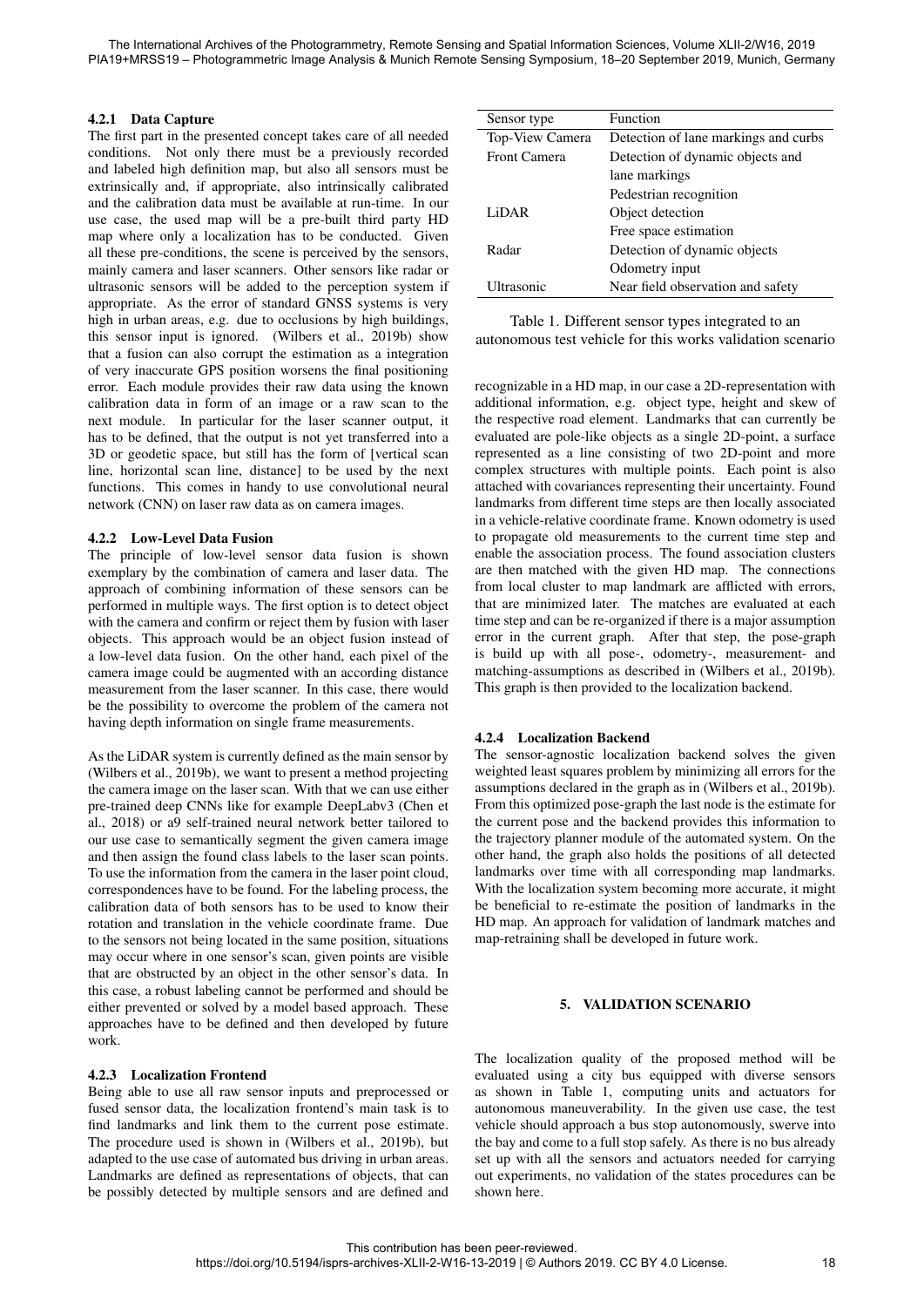#### 4.2.1 Data Capture

The first part in the presented concept takes care of all needed conditions. Not only there must be a previously recorded and labeled high definition map, but also all sensors must be extrinsically and, if appropriate, also intrinsically calibrated and the calibration data must be available at run-time. In our use case, the used map will be a pre-built third party HD map where only a localization has to be conducted. Given all these pre-conditions, the scene is perceived by the sensors, mainly camera and laser scanners. Other sensors like radar or ultrasonic sensors will be added to the perception system if appropriate. As the error of standard GNSS systems is very high in urban areas, e.g. due to occlusions by high buildings, this sensor input is ignored. (Wilbers et al., 2019b) show that a fusion can also corrupt the estimation as a integration of very inaccurate GPS position worsens the final positioning error. Each module provides their raw data using the known calibration data in form of an image or a raw scan to the next module. In particular for the laser scanner output, it has to be defined, that the output is not yet transferred into a 3D or geodetic space, but still has the form of [vertical scan line, horizontal scan line, distance] to be used by the next functions. This comes in handy to use convolutional neural network (CNN) on laser raw data as on camera images.

#### 4.2.2 Low-Level Data Fusion

The principle of low-level sensor data fusion is shown exemplary by the combination of camera and laser data. The approach of combining information of these sensors can be performed in multiple ways. The first option is to detect object with the camera and confirm or reject them by fusion with laser objects. This approach would be an object fusion instead of a low-level data fusion. On the other hand, each pixel of the camera image could be augmented with an according distance measurement from the laser scanner. In this case, there would be the possibility to overcome the problem of the camera not having depth information on single frame measurements.

As the LiDAR system is currently defined as the main sensor by (Wilbers et al., 2019b), we want to present a method projecting the camera image on the laser scan. With that we can use either pre-trained deep CNNs like for example DeepLabv3 (Chen et al., 2018) or a9 self-trained neural network better tailored to our use case to semantically segment the given camera image and then assign the found class labels to the laser scan points. To use the information from the camera in the laser point cloud, correspondences have to be found. For the labeling process, the calibration data of both sensors has to be used to know their rotation and translation in the vehicle coordinate frame. Due to the sensors not being located in the same position, situations may occur where in one sensor's scan, given points are visible that are obstructed by an object in the other sensor's data. In this case, a robust labeling cannot be performed and should be either prevented or solved by a model based approach. These approaches have to be defined and then developed by future work.

#### 4.2.3 Localization Frontend

Being able to use all raw sensor inputs and preprocessed or fused sensor data, the localization frontend's main task is to find landmarks and link them to the current pose estimate. The procedure used is shown in (Wilbers et al., 2019b), but adapted to the use case of automated bus driving in urban areas. Landmarks are defined as representations of objects, that can be possibly detected by multiple sensors and are defined and recognizable in a HD map, in our case a 2D-representation with additional information, e.g. object type, height and skew of the respective road element. Landmarks that can currently be evaluated are pole-like objects as a single 2D-point, a surface represented as a line consisting of two 2D-point and more complex structures with multiple points. Each point is also attached with covariances representing their uncertainty. Found landmarks from different time steps are then locally associated in a vehicle-relative coordinate frame. Known odometry is used to propagate old measurements to the current time step and enable the association process. The found association clusters are then matched with the given HD map. The connections from local cluster to map landmark are afflicted with errors, that are minimized later. The matches are evaluated at each time step and can be re-organized if there is a major assumption error in the current graph. After that step, the pose-graph is build up with all pose-, odometry-, measurement- and matching-assumptions as described in (Wilbers et al., 2019b). This graph is then provided to the localization backend.

| Sensor type | Function |
|---|---|
| Top-View Camera | Detection of lane markings and curbs |
| Front Camera | Detection of dynamic objects and lane markings |
| | Pedestrian recognition |
| LiDAR | Object detection |
| | Free space estimation |
| Radar | Detection of dynamic objects |
| | Odometry input |
| Ultrasonic | Near field observation and safety |

Table 1. Different sensor types integrated to an autonomous test vehicle for this works validation scenario

#### 4.2.4 Localization Backend

The sensor-agnostic localization backend solves the given weighted least squares problem by minimizing all errors for the assumptions declared in the graph as in (Wilbers et al., 2019b). From this optimized pose-graph the last node is the estimate for the current pose and the backend provides this information to the trajectory planner module of the automated system. On the other hand, the graph also holds the positions of all detected landmarks over time with all corresponding map landmarks. With the localization system becoming more accurate, it might be beneficial to re-estimate the position of landmarks in the HD map. An approach for validation of landmark matches and map-retraining shall be developed in future work.

## 5. VALIDATION SCENARIO

The localization quality of the proposed method will be evaluated using a city bus equipped with diverse sensors as shown in Table 1, computing units and actuators for autonomous maneuverability. In the given use case, the test vehicle should approach a bus stop autonomously, swerve into the bay and come to a full stop safely. As there is no bus already set up with all the sensors and actuators needed for carrying out experiments, no validation of the states procedures can be shown here.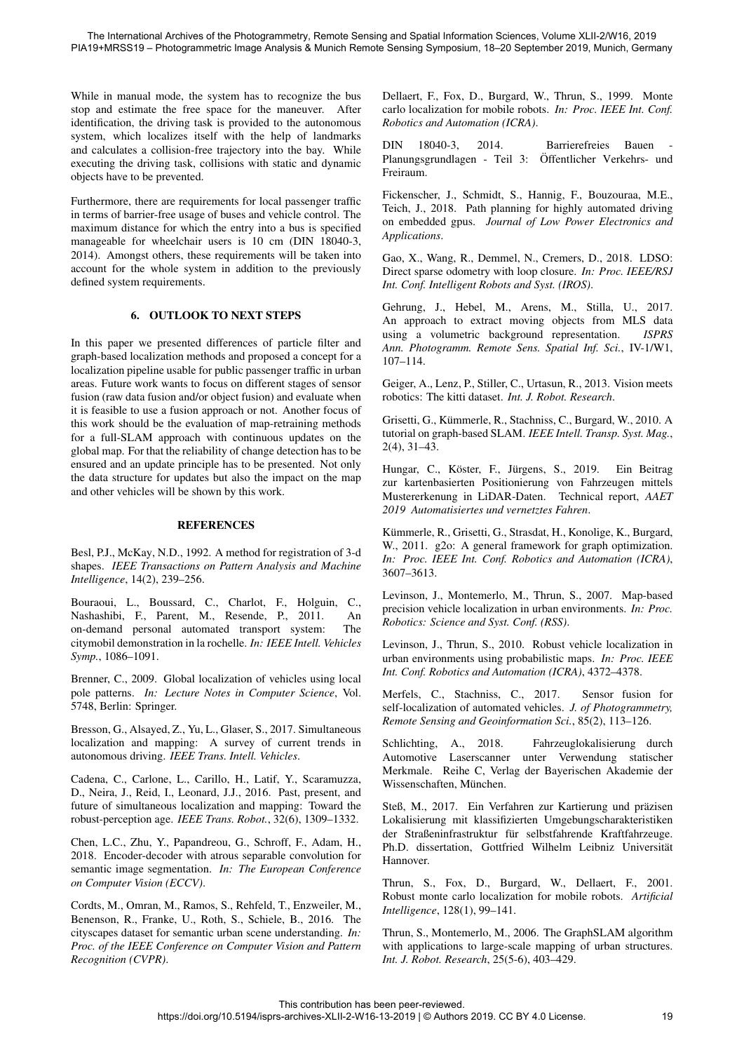While in manual mode, the system has to recognize the bus stop and estimate the free space for the maneuver. After identification, the driving task is provided to the autonomous system, which localizes itself with the help of landmarks and calculates a collision-free trajectory into the bay. While executing the driving task, collisions with static and dynamic objects have to be prevented.

Furthermore, there are requirements for local passenger traffic in terms of barrier-free usage of buses and vehicle control. The maximum distance for which the entry into a bus is specified manageable for wheelchair users is 10 cm (DIN 18040-3, 2014). Amongst others, these requirements will be taken into account for the whole system in addition to the previously defined system requirements.

## 6. OUTLOOK TO NEXT STEPS

In this paper we presented differences of particle filter and graph-based localization methods and proposed a concept for a localization pipeline usable for public passenger traffic in urban areas. Future work wants to focus on different stages of sensor fusion (raw data fusion and/or object fusion) and evaluate when it is feasible to use a fusion approach or not. Another focus of this work should be the evaluation of map-retraining methods for a full-SLAM approach with continuous updates on the global map. For that the reliability of change detection has to be ensured and an update principle has to be presented. Not only the data structure for updates but also the impact on the map and other vehicles will be shown by this work.

## REFERENCES

Besl, P.J., McKay, N.D., 1992. A method for registration of 3-d shapes. *IEEE Transactions on Pattern Analysis and Machine Intelligence*, 14(2), 239–256.

Bouraoui, L., Boussard, C., Charlot, F., Holguin, C., Nashashibi, F., Parent, M., Resende, P., 2011. An on-demand personal automated transport system: The citymobil demonstration in la rochelle. *In: IEEE Intell. Vehicles Symp.*, 1086–1091.

Brenner, C., 2009. Global localization of vehicles using local pole patterns. *In: Lecture Notes in Computer Science*, Vol. 5748, Berlin: Springer.

Bresson, G., Alsayed, Z., Yu, L., Glaser, S., 2017. Simultaneous localization and mapping: A survey of current trends in autonomous driving. *IEEE Trans. Intell. Vehicles*.

Cadena, C., Carlone, L., Carillo, H., Latif, Y., Scaramuzza, D., Neira, J., Reid, I., Leonard, J.J., 2016. Past, present, and future of simultaneous localization and mapping: Toward the robust-perception age. *IEEE Trans. Robot.*, 32(6), 1309–1332.

Chen, L.C., Zhu, Y., Papandreou, G., Schroff, F., Adam, H., 2018. Encoder-decoder with atrous separable convolution for semantic image segmentation. *In: The European Conference on Computer Vision (ECCV)*.

Cordts, M., Omran, M., Ramos, S., Rehfeld, T., Enzweiler, M., Benenson, R., Franke, U., Roth, S., Schiele, B., 2016. The cityscapes dataset for semantic urban scene understanding. *In: Proc. of the IEEE Conference on Computer Vision and Pattern Recognition (CVPR)*.

Dellaert, F., Fox, D., Burgard, W., Thrun, S., 1999. Monte carlo localization for mobile robots. *In: Proc. IEEE Int. Conf. Robotics and Automation (ICRA)*.

DIN 18040-3, 2014. Barrierefreies Bauen - Planungsgrundlagen - Teil 3: Öffentlicher Verkehrs- und Freiraum.

Fickenscher, J., Schmidt, S., Hannig, F., Bouzouraa, M.E., Teich, J., 2018. Path planning for highly automated driving on embedded gpus. *Journal of Low Power Electronics and Applications*.

Gao, X., Wang, R., Demmel, N., Cremers, D., 2018. LDSO: Direct sparse odometry with loop closure. *In: Proc. IEEE/RSJ Int. Conf. Intelligent Robots and Syst. (IROS)*.

Gehrung, J., Hebel, M., Arens, M., Stilla, U., 2017. An approach to extract moving objects from MLS data using a volumetric background representation. *ISPRS Ann. Photogramm. Remote Sens. Spatial Inf. Sci.*, IV-1/W1, 107–114.

Geiger, A., Lenz, P., Stiller, C., Urtasun, R., 2013. Vision meets robotics: The kitti dataset. *Int. J. Robot. Research*.

Grisetti, G., Kümmerle, R., Stachniss, C., Burgard, W., 2010. A tutorial on graph-based SLAM. *IEEE Intell. Transp. Syst. Mag.*, 2(4), 31–43.

Hungar, C., Köster, F., Jürgens, S., 2019. Ein Beitrag zur kartenbasierten Positionierung von Fahrzeugen mittels Mustererkenung in LiDAR-Daten. Technical report, *AAET 2019 Automatisiertes und vernetztes Fahren*.

Kümmerle, R., Grisetti, G., Strasdat, H., Konolige, K., Burgard, W., 2011. g2o: A general framework for graph optimization. *In: Proc. IEEE Int. Conf. Robotics and Automation (ICRA)*, 3607–3613.

Levinson, J., Montemerlo, M., Thrun, S., 2007. Map-based precision vehicle localization in urban environments. *In: Proc. Robotics: Science and Syst. Conf. (RSS)*.

Levinson, J., Thrun, S., 2010. Robust vehicle localization in urban environments using probabilistic maps. *In: Proc. IEEE Int. Conf. Robotics and Automation (ICRA)*, 4372–4378.

Merfels, C., Stachniss, C., 2017. Sensor fusion for self-localization of automated vehicles. *J. of Photogrammetry, Remote Sensing and Geoinformation Sci.*, 85(2), 113–126.

Schlichting, A., 2018. Fahrzeuglokalisierung durch Automotive Laserscanner unter Verwendung statischer Merkmale. Reihe C, Verlag der Bayerischen Akademie der Wissenschaften, München.

Steß, M., 2017. Ein Verfahren zur Kartierung und präzisen Lokalisierung mit klassifizierten Umgebungscharakteristiken der Straßeninfrastruktur für selbstfahrende Kraftfahrzeuge. Ph.D. dissertation, Gottfried Wilhelm Leibniz Universität Hannover.

Thrun, S., Fox, D., Burgard, W., Dellaert, F., 2001. Robust monte carlo localization for mobile robots. *Artificial Intelligence*, 128(1), 99–141.

Thrun, S., Montemerlo, M., 2006. The GraphSLAM algorithm with applications to large-scale mapping of urban structures. *Int. J. Robot. Research*, 25(5-6), 403–429.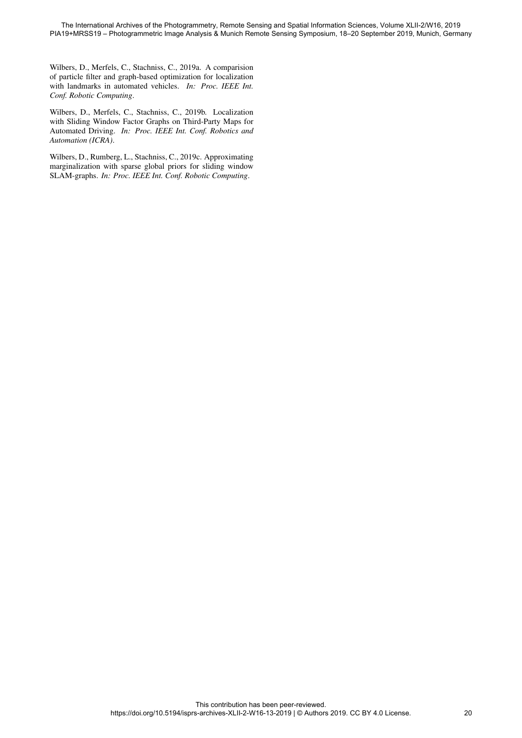Wilbers, D., Merfels, C., Stachniss, C., 2019a. A comparision of particle filter and graph-based optimization for localization with landmarks in automated vehicles. *In: Proc. IEEE Int. Conf. Robotic Computing*.

Wilbers, D., Merfels, C., Stachniss, C., 2019b. Localization with Sliding Window Factor Graphs on Third-Party Maps for Automated Driving. *In: Proc. IEEE Int. Conf. Robotics and Automation (ICRA)*.

Wilbers, D., Rumberg, L., Stachniss, C., 2019c. Approximating marginalization with sparse global priors for sliding window SLAM-graphs. *In: Proc. IEEE Int. Conf. Robotic Computing*.